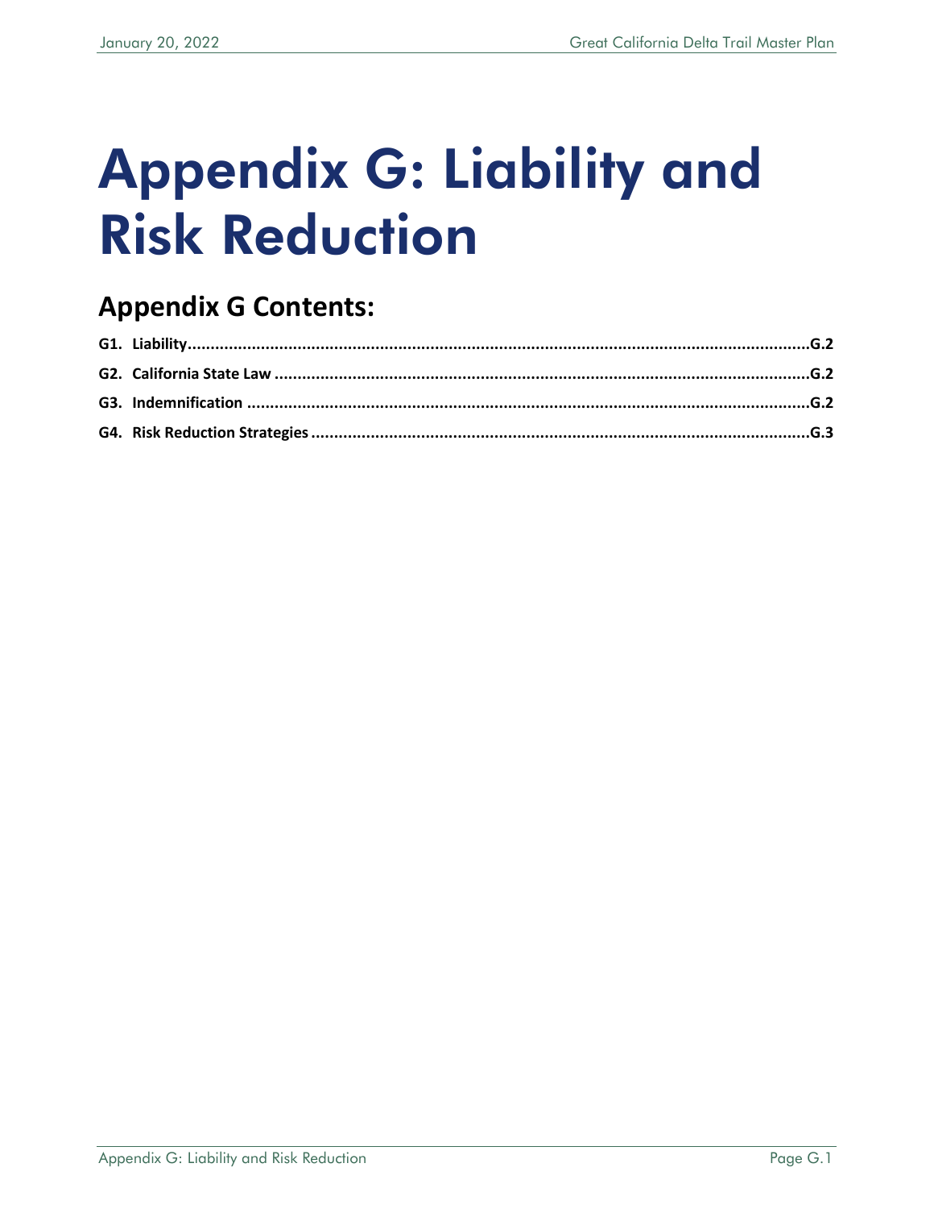# Appendix G: Liability and Risk Reduction

## Appendix G Contents:

**G1. Liability** .......... **G.2**

**G2. California State Law** .......... **G.2**

**G3. Indemnification** .......... **G.2**

**G4. Risk Reduction Strategies** .......... **G.3**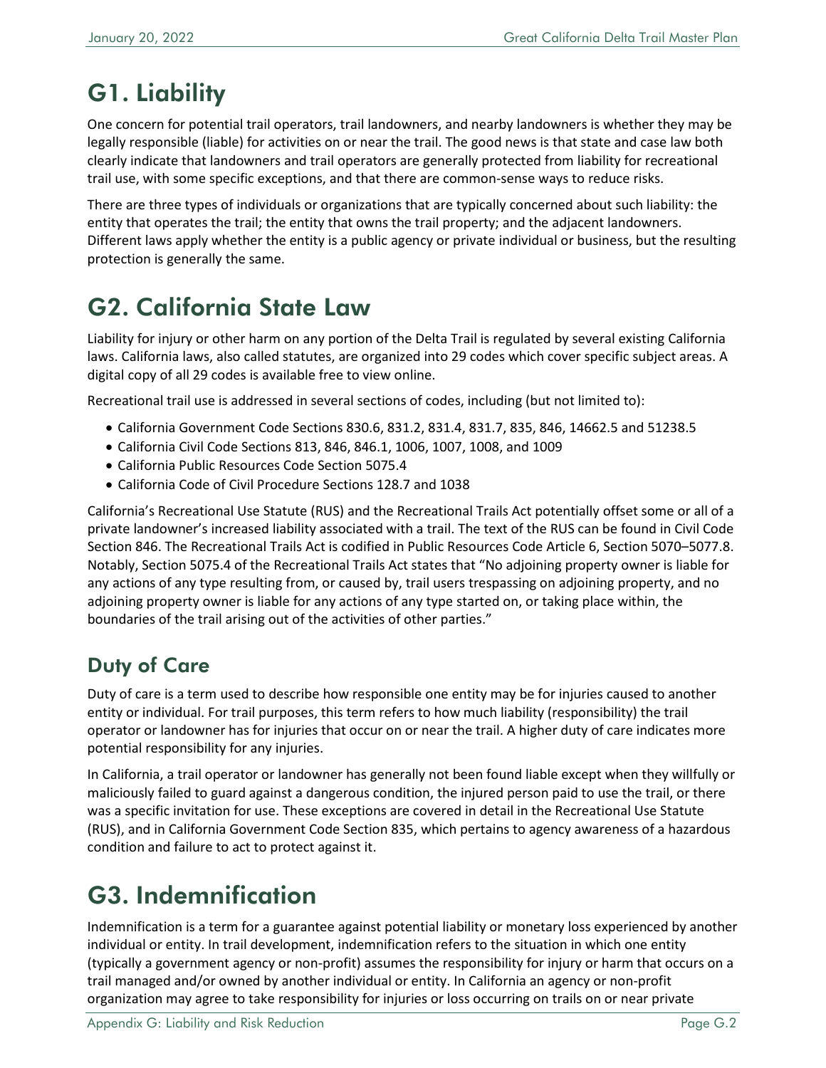# G1. Liability

One concern for potential trail operators, trail landowners, and nearby landowners is whether they may be legally responsible (liable) for activities on or near the trail. The good news is that state and case law both clearly indicate that landowners and trail operators are generally protected from liability for recreational trail use, with some specific exceptions, and that there are common-sense ways to reduce risks.

There are three types of individuals or organizations that are typically concerned about such liability: the entity that operates the trail; the entity that owns the trail property; and the adjacent landowners. Different laws apply whether the entity is a public agency or private individual or business, but the resulting protection is generally the same.

# G2. California State Law

Liability for injury or other harm on any portion of the Delta Trail is regulated by several existing California laws. California laws, also called statutes, are organized into 29 codes which cover specific subject areas. A digital copy of all 29 codes is available free to view online.

Recreational trail use is addressed in several sections of codes, including (but not limited to):

- California Government Code Sections 830.6, 831.2, 831.4, 831.7, 835, 846, 14662.5 and 51238.5
- California Civil Code Sections 813, 846, 846.1, 1006, 1007, 1008, and 1009
- California Public Resources Code Section 5075.4
- California Code of Civil Procedure Sections 128.7 and 1038

California's Recreational Use Statute (RUS) and the Recreational Trails Act potentially offset some or all of a private landowner's increased liability associated with a trail. The text of the RUS can be found in Civil Code Section 846. The Recreational Trails Act is codified in Public Resources Code Article 6, Section 5070–5077.8. Notably, Section 5075.4 of the Recreational Trails Act states that "No adjoining property owner is liable for any actions of any type resulting from, or caused by, trail users trespassing on adjoining property, and no adjoining property owner is liable for any actions of any type started on, or taking place within, the boundaries of the trail arising out of the activities of other parties."

## Duty of Care

Duty of care is a term used to describe how responsible one entity may be for injuries caused to another entity or individual. For trail purposes, this term refers to how much liability (responsibility) the trail operator or landowner has for injuries that occur on or near the trail. A higher duty of care indicates more potential responsibility for any injuries.

In California, a trail operator or landowner has generally not been found liable except when they willfully or maliciously failed to guard against a dangerous condition, the injured person paid to use the trail, or there was a specific invitation for use. These exceptions are covered in detail in the Recreational Use Statute (RUS), and in California Government Code Section 835, which pertains to agency awareness of a hazardous condition and failure to act to protect against it.

# G3. Indemnification

Indemnification is a term for a guarantee against potential liability or monetary loss experienced by another individual or entity. In trail development, indemnification refers to the situation in which one entity (typically a government agency or non-profit) assumes the responsibility for injury or harm that occurs on a trail managed and/or owned by another individual or entity. In California an agency or non-profit organization may agree to take responsibility for injuries or loss occurring on trails on or near private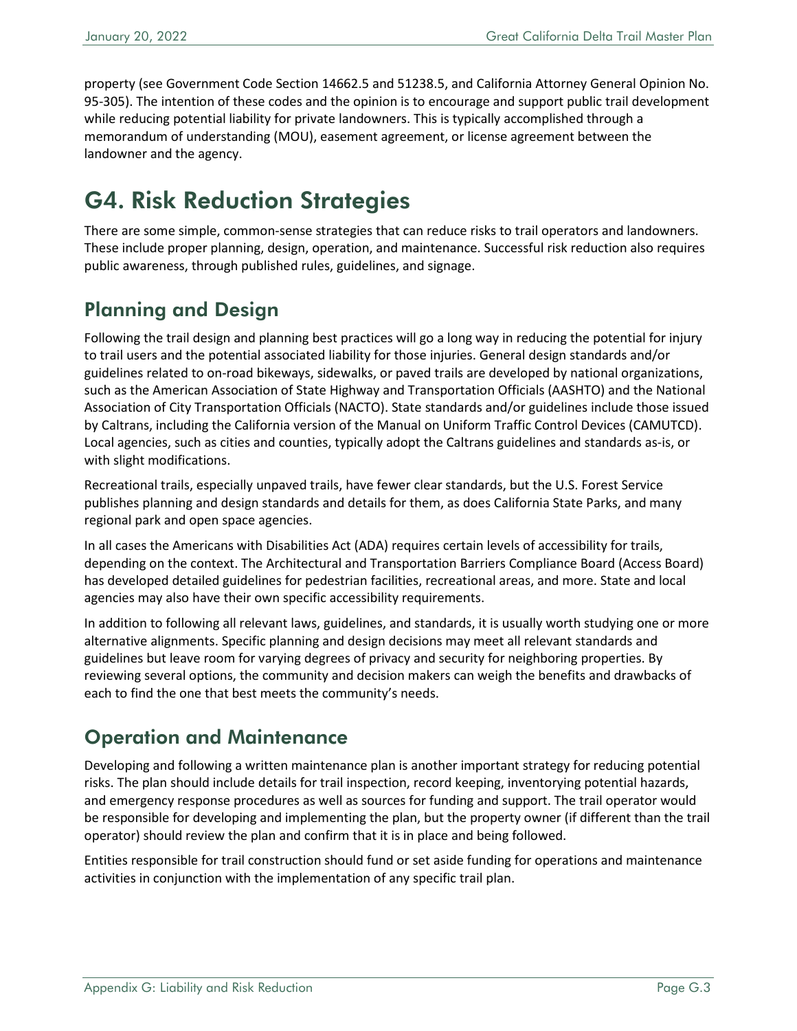property (see Government Code Section 14662.5 and 51238.5, and California Attorney General Opinion No. 95-305). The intention of these codes and the opinion is to encourage and support public trail development while reducing potential liability for private landowners. This is typically accomplished through a memorandum of understanding (MOU), easement agreement, or license agreement between the landowner and the agency.

# G4. Risk Reduction Strategies

There are some simple, common-sense strategies that can reduce risks to trail operators and landowners. These include proper planning, design, operation, and maintenance. Successful risk reduction also requires public awareness, through published rules, guidelines, and signage.

## Planning and Design

Following the trail design and planning best practices will go a long way in reducing the potential for injury to trail users and the potential associated liability for those injuries. General design standards and/or guidelines related to on-road bikeways, sidewalks, or paved trails are developed by national organizations, such as the American Association of State Highway and Transportation Officials (AASHTO) and the National Association of City Transportation Officials (NACTO). State standards and/or guidelines include those issued by Caltrans, including the California version of the Manual on Uniform Traffic Control Devices (CAMUTCD). Local agencies, such as cities and counties, typically adopt the Caltrans guidelines and standards as-is, or with slight modifications.

Recreational trails, especially unpaved trails, have fewer clear standards, but the U.S. Forest Service publishes planning and design standards and details for them, as does California State Parks, and many regional park and open space agencies.

In all cases the Americans with Disabilities Act (ADA) requires certain levels of accessibility for trails, depending on the context. The Architectural and Transportation Barriers Compliance Board (Access Board) has developed detailed guidelines for pedestrian facilities, recreational areas, and more. State and local agencies may also have their own specific accessibility requirements.

In addition to following all relevant laws, guidelines, and standards, it is usually worth studying one or more alternative alignments. Specific planning and design decisions may meet all relevant standards and guidelines but leave room for varying degrees of privacy and security for neighboring properties. By reviewing several options, the community and decision makers can weigh the benefits and drawbacks of each to find the one that best meets the community's needs.

## Operation and Maintenance

Developing and following a written maintenance plan is another important strategy for reducing potential risks. The plan should include details for trail inspection, record keeping, inventorying potential hazards, and emergency response procedures as well as sources for funding and support. The trail operator would be responsible for developing and implementing the plan, but the property owner (if different than the trail operator) should review the plan and confirm that it is in place and being followed.

Entities responsible for trail construction should fund or set aside funding for operations and maintenance activities in conjunction with the implementation of any specific trail plan.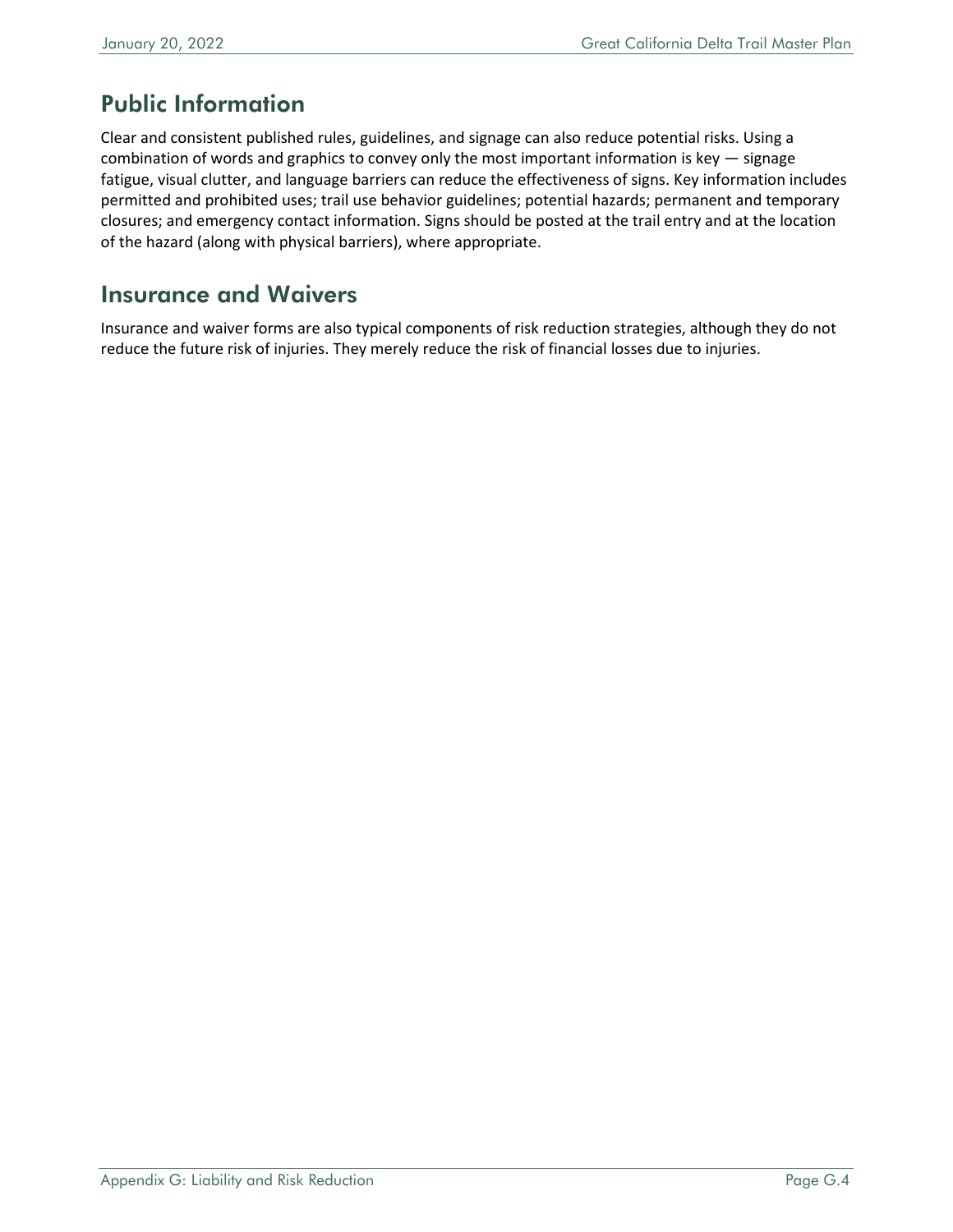## Public Information

Clear and consistent published rules, guidelines, and signage can also reduce potential risks. Using a combination of words and graphics to convey only the most important information is key — signage fatigue, visual clutter, and language barriers can reduce the effectiveness of signs. Key information includes permitted and prohibited uses; trail use behavior guidelines; potential hazards; permanent and temporary closures; and emergency contact information. Signs should be posted at the trail entry and at the location of the hazard (along with physical barriers), where appropriate.

## Insurance and Waivers

Insurance and waiver forms are also typical components of risk reduction strategies, although they do not reduce the future risk of injuries. They merely reduce the risk of financial losses due to injuries.